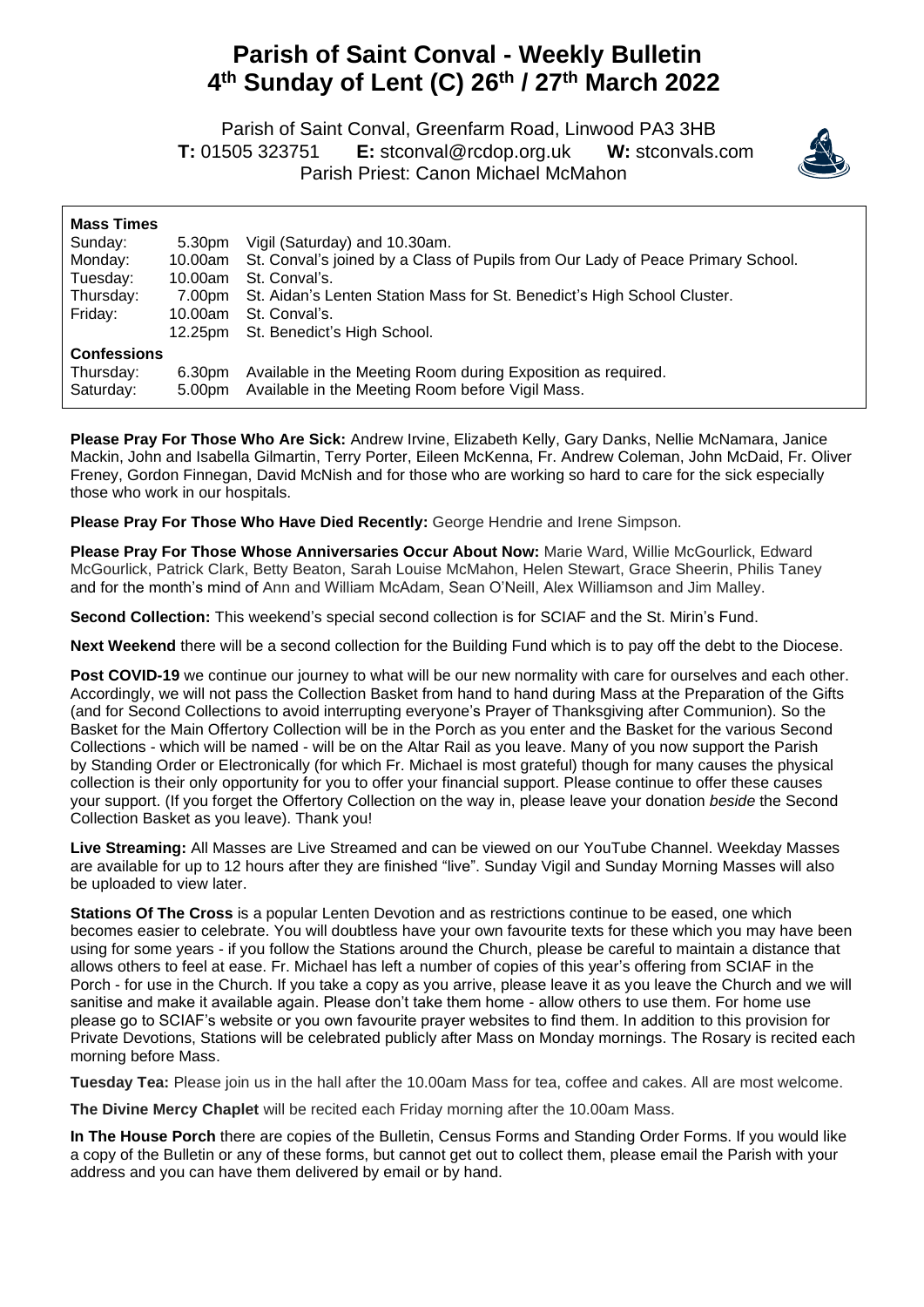# Parish of Saint Conval - Weekly Bulletin
# 4th Sunday of Lent (C) 26th / 27th March 2022

Parish of Saint Conval, Greenfarm Road, Linwood PA3 3HB
**T:** 01505 323751 **E:** stconval@rcdop.org.uk **W:** stconvals.com
Parish Priest: Canon Michael McMahon

**Mass Times**

| | | |
|---|---|---|
| Sunday: | 5.30pm | Vigil (Saturday) and 10.30am. |
| Monday: | 10.00am | St. Conval's joined by a Class of Pupils from Our Lady of Peace Primary School. |
| Tuesday: | 10.00am | St. Conval's. |
| Thursday: | 7.00pm | St. Aidan's Lenten Station Mass for St. Benedict's High School Cluster. |
| Friday: | 10.00am | St. Conval's. |
| | 12.25pm | St. Benedict's High School. |

**Confessions**

| | | |
|---|---|---|
| Thursday: | 6.30pm | Available in the Meeting Room during Exposition as required. |
| Saturday: | 5.00pm | Available in the Meeting Room before Vigil Mass. |

**Please Pray For Those Who Are Sick:** Andrew Irvine, Elizabeth Kelly, Gary Danks, Nellie McNamara, Janice Mackin, John and Isabella Gilmartin, Terry Porter, Eileen McKenna, Fr. Andrew Coleman, John McDaid, Fr. Oliver Freney, Gordon Finnegan, David McNish and for those who are working so hard to care for the sick especially those who work in our hospitals.

**Please Pray For Those Who Have Died Recently:** George Hendrie and Irene Simpson.

**Please Pray For Those Whose Anniversaries Occur About Now:** Marie Ward, Willie McGourlick, Edward McGourlick, Patrick Clark, Betty Beaton, Sarah Louise McMahon, Helen Stewart, Grace Sheerin, Philis Taney and for the month's mind of Ann and William McAdam, Sean O'Neill, Alex Williamson and Jim Malley.

**Second Collection:** This weekend's special second collection is for SCIAF and the St. Mirin's Fund.

**Next Weekend** there will be a second collection for the Building Fund which is to pay off the debt to the Diocese.

**Post COVID-19** we continue our journey to what will be our new normality with care for ourselves and each other. Accordingly, we will not pass the Collection Basket from hand to hand during Mass at the Preparation of the Gifts (and for Second Collections to avoid interrupting everyone's Prayer of Thanksgiving after Communion). So the Basket for the Main Offertory Collection will be in the Porch as you enter and the Basket for the various Second Collections - which will be named - will be on the Altar Rail as you leave. Many of you now support the Parish by Standing Order or Electronically (for which Fr. Michael is most grateful) though for many causes the physical collection is their only opportunity for you to offer your financial support. Please continue to offer these causes your support. (If you forget the Offertory Collection on the way in, please leave your donation *beside* the Second Collection Basket as you leave). Thank you!

**Live Streaming:** All Masses are Live Streamed and can be viewed on our YouTube Channel. Weekday Masses are available for up to 12 hours after they are finished "live". Sunday Vigil and Sunday Morning Masses will also be uploaded to view later.

**Stations Of The Cross** is a popular Lenten Devotion and as restrictions continue to be eased, one which becomes easier to celebrate. You will doubtless have your own favourite texts for these which you may have been using for some years - if you follow the Stations around the Church, please be careful to maintain a distance that allows others to feel at ease. Fr. Michael has left a number of copies of this year's offering from SCIAF in the Porch - for use in the Church. If you take a copy as you arrive, please leave it as you leave the Church and we will sanitise and make it available again. Please don't take them home - allow others to use them. For home use please go to SCIAF's website or you own favourite prayer websites to find them. In addition to this provision for Private Devotions, Stations will be celebrated publicly after Mass on Monday mornings. The Rosary is recited each morning before Mass.

**Tuesday Tea:** Please join us in the hall after the 10.00am Mass for tea, coffee and cakes. All are most welcome.

**The Divine Mercy Chaplet** will be recited each Friday morning after the 10.00am Mass.

**In The House Porch** there are copies of the Bulletin, Census Forms and Standing Order Forms. If you would like a copy of the Bulletin or any of these forms, but cannot get out to collect them, please email the Parish with your address and you can have them delivered by email or by hand.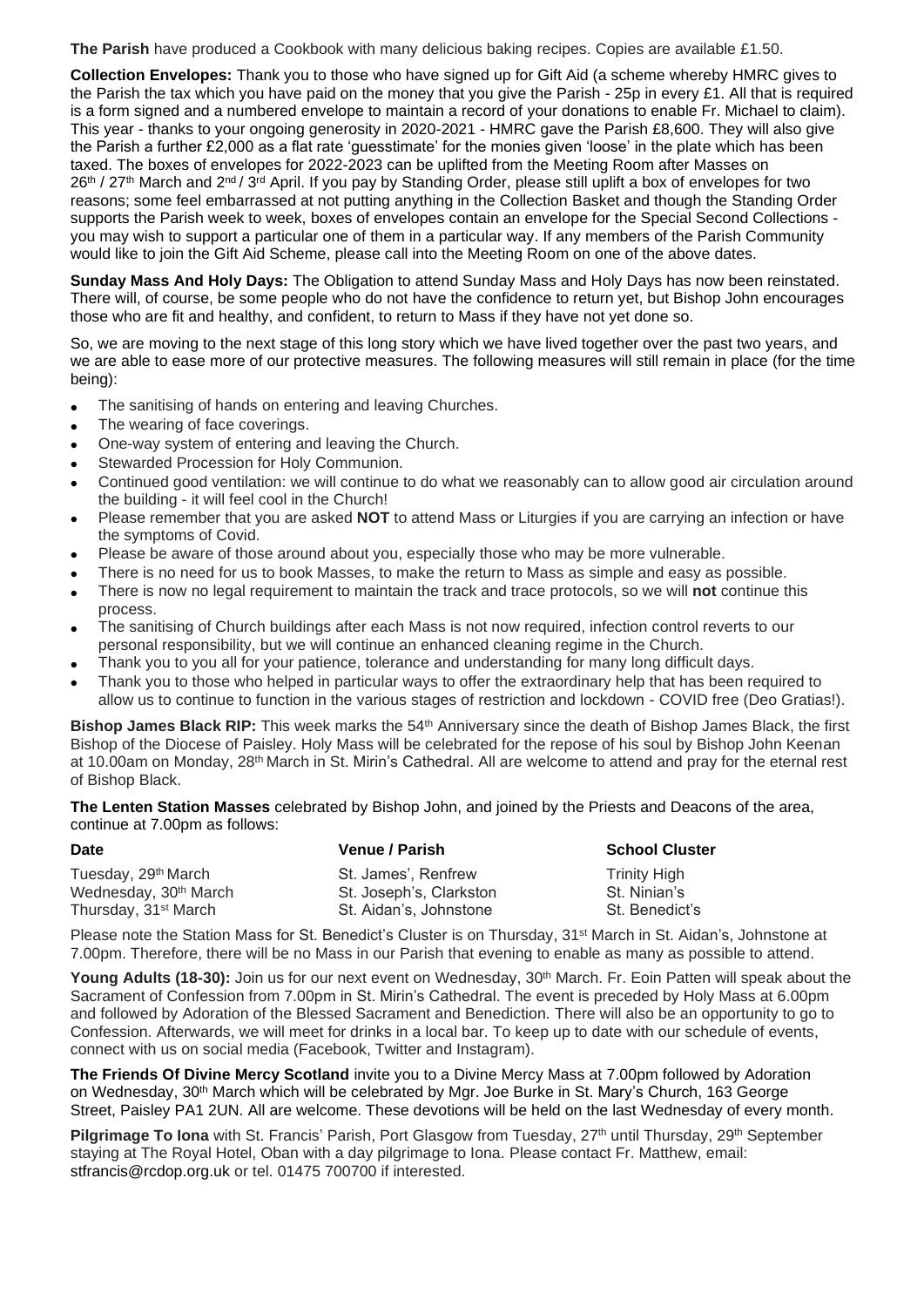**The Parish** have produced a Cookbook with many delicious baking recipes. Copies are available £1.50.

**Collection Envelopes:** Thank you to those who have signed up for Gift Aid (a scheme whereby HMRC gives to the Parish the tax which you have paid on the money that you give the Parish - 25p in every £1. All that is required is a form signed and a numbered envelope to maintain a record of your donations to enable Fr. Michael to claim). This year - thanks to your ongoing generosity in 2020-2021 - HMRC gave the Parish £8,600. They will also give the Parish a further £2,000 as a flat rate 'guesstimate' for the monies given 'loose' in the plate which has been taxed. The boxes of envelopes for 2022-2023 can be uplifted from the Meeting Room after Masses on 26th / 27th March and 2nd / 3rd April. If you pay by Standing Order, please still uplift a box of envelopes for two reasons; some feel embarrassed at not putting anything in the Collection Basket and though the Standing Order supports the Parish week to week, boxes of envelopes contain an envelope for the Special Second Collections - you may wish to support a particular one of them in a particular way. If any members of the Parish Community would like to join the Gift Aid Scheme, please call into the Meeting Room on one of the above dates.

**Sunday Mass And Holy Days:** The Obligation to attend Sunday Mass and Holy Days has now been reinstated. There will, of course, be some people who do not have the confidence to return yet, but Bishop John encourages those who are fit and healthy, and confident, to return to Mass if they have not yet done so.

So, we are moving to the next stage of this long story which we have lived together over the past two years, and we are able to ease more of our protective measures. The following measures will still remain in place (for the time being):

- The sanitising of hands on entering and leaving Churches.
- The wearing of face coverings.
- One-way system of entering and leaving the Church.
- Stewarded Procession for Holy Communion.
- Continued good ventilation: we will continue to do what we reasonably can to allow good air circulation around the building - it will feel cool in the Church!
- Please remember that you are asked **NOT** to attend Mass or Liturgies if you are carrying an infection or have the symptoms of Covid.
- Please be aware of those around about you, especially those who may be more vulnerable.
- There is no need for us to book Masses, to make the return to Mass as simple and easy as possible.
- There is now no legal requirement to maintain the track and trace protocols, so we will **not** continue this process.
- The sanitising of Church buildings after each Mass is not now required, infection control reverts to our personal responsibility, but we will continue an enhanced cleaning regime in the Church.
- Thank you to you all for your patience, tolerance and understanding for many long difficult days.
- Thank you to those who helped in particular ways to offer the extraordinary help that has been required to allow us to continue to function in the various stages of restriction and lockdown - COVID free (Deo Gratias!).

**Bishop James Black RIP:** This week marks the 54th Anniversary since the death of Bishop James Black, the first Bishop of the Diocese of Paisley. Holy Mass will be celebrated for the repose of his soul by Bishop John Keenan at 10.00am on Monday, 28th March in St. Mirin's Cathedral. All are welcome to attend and pray for the eternal rest of Bishop Black.

**The Lenten Station Masses** celebrated by Bishop John, and joined by the Priests and Deacons of the area, continue at 7.00pm as follows:

| Date | Venue / Parish | School Cluster |
|---|---|---|
| Tuesday, 29th March | St. James', Renfrew | Trinity High |
| Wednesday, 30th March | St. Joseph's, Clarkston | St. Ninian's |
| Thursday, 31st March | St. Aidan's, Johnstone | St. Benedict's |

Please note the Station Mass for St. Benedict's Cluster is on Thursday, 31st March in St. Aidan's, Johnstone at 7.00pm. Therefore, there will be no Mass in our Parish that evening to enable as many as possible to attend.

**Young Adults (18-30):** Join us for our next event on Wednesday, 30th March. Fr. Eoin Patten will speak about the Sacrament of Confession from 7.00pm in St. Mirin's Cathedral. The event is preceded by Holy Mass at 6.00pm and followed by Adoration of the Blessed Sacrament and Benediction. There will also be an opportunity to go to Confession. Afterwards, we will meet for drinks in a local bar. To keep up to date with our schedule of events, connect with us on social media (Facebook, Twitter and Instagram).

**The Friends Of Divine Mercy Scotland** invite you to a Divine Mercy Mass at 7.00pm followed by Adoration on Wednesday, 30th March which will be celebrated by Mgr. Joe Burke in St. Mary's Church, 163 George Street, Paisley PA1 2UN. All are welcome. These devotions will be held on the last Wednesday of every month.

**Pilgrimage To Iona** with St. Francis' Parish, Port Glasgow from Tuesday, 27th until Thursday, 29th September staying at The Royal Hotel, Oban with a day pilgrimage to Iona. Please contact Fr. Matthew, email: stfrancis@rcdop.org.uk or tel. 01475 700700 if interested.